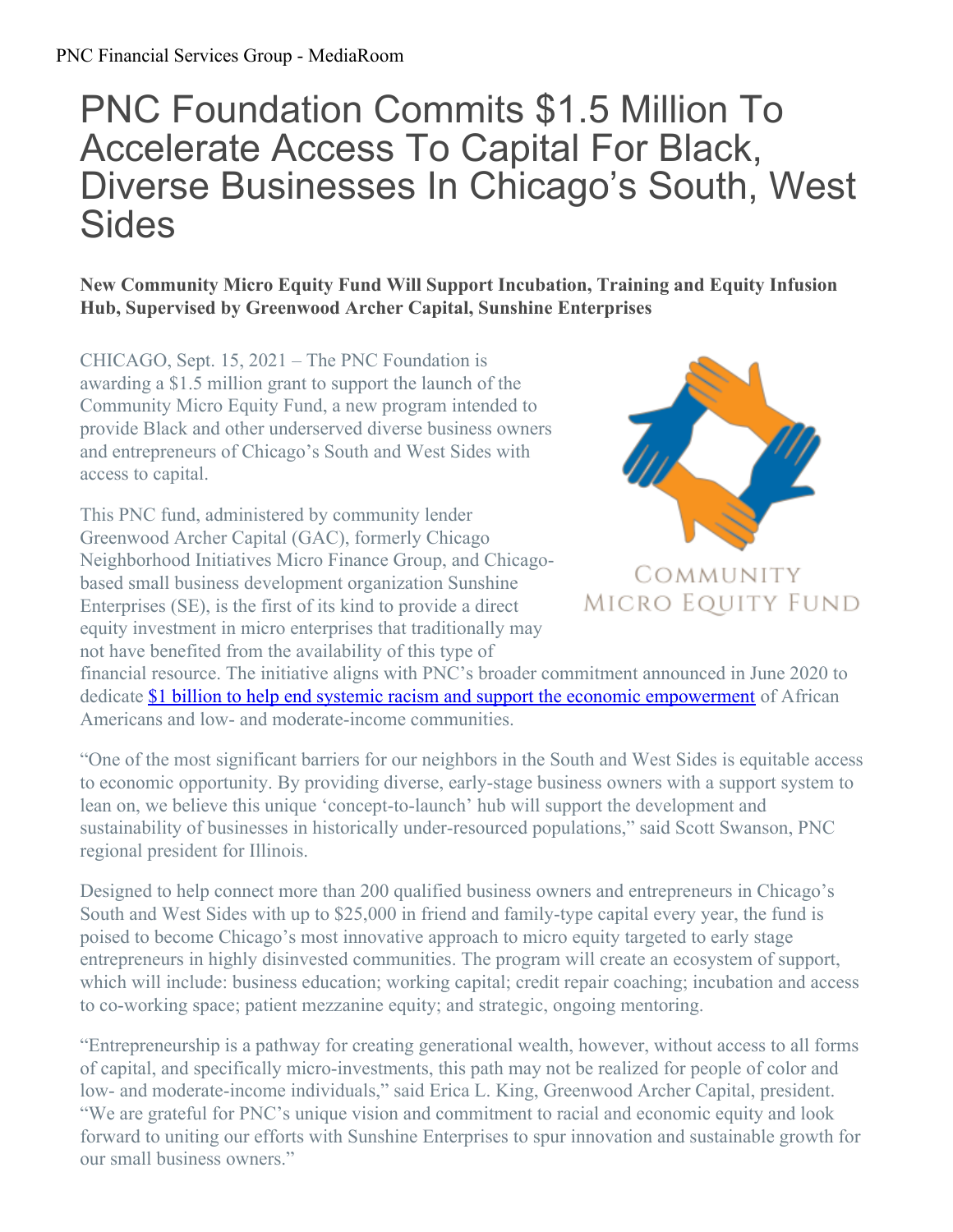# PNC Foundation Commits $1.5 Million To Accelerate Access To Capital For Black, Diverse Businesses In Chicago's South, West Sides

**New Community Micro Equity Fund Will Support Incubation, Training and Equity Infusion Hub, Supervised by Greenwood Archer Capital, Sunshine Enterprises**

CHICAGO, Sept. 15, 2021 – The PNC Foundation is awarding a $1.5 million grant to support the launch of the Community Micro Equity Fund, a new program intended to provide Black and other underserved diverse business owners and entrepreneurs of Chicago's South and West Sides with access to capital.

This PNC fund, administered by community lender Greenwood Archer Capital (GAC), formerly Chicago Neighborhood Initiatives Micro Finance Group, and Chicago-based small business development organization Sunshine Enterprises (SE), is the first of its kind to provide a direct equity investment in micro enterprises that traditionally may not have benefited from the availability of this type of financial resource. The initiative aligns with PNC's broader commitment announced in June 2020 to dedicate [$1 billion to help end systemic racism and support the economic empowerment](#) of African Americans and low- and moderate-income communities.

"One of the most significant barriers for our neighbors in the South and West Sides is equitable access to economic opportunity. By providing diverse, early-stage business owners with a support system to lean on, we believe this unique 'concept-to-launch' hub will support the development and sustainability of businesses in historically under-resourced populations," said Scott Swanson, PNC regional president for Illinois.

Designed to help connect more than 200 qualified business owners and entrepreneurs in Chicago's South and West Sides with up to $25,000 in friend and family-type capital every year, the fund is poised to become Chicago's most innovative approach to micro equity targeted to early stage entrepreneurs in highly disinvested communities. The program will create an ecosystem of support, which will include: business education; working capital; credit repair coaching; incubation and access to co-working space; patient mezzanine equity; and strategic, ongoing mentoring.

"Entrepreneurship is a pathway for creating generational wealth, however, without access to all forms of capital, and specifically micro-investments, this path may not be realized for people of color and low- and moderate-income individuals," said Erica L. King, Greenwood Archer Capital, president. "We are grateful for PNC's unique vision and commitment to racial and economic equity and look forward to uniting our efforts with Sunshine Enterprises to spur innovation and sustainable growth for our small business owners."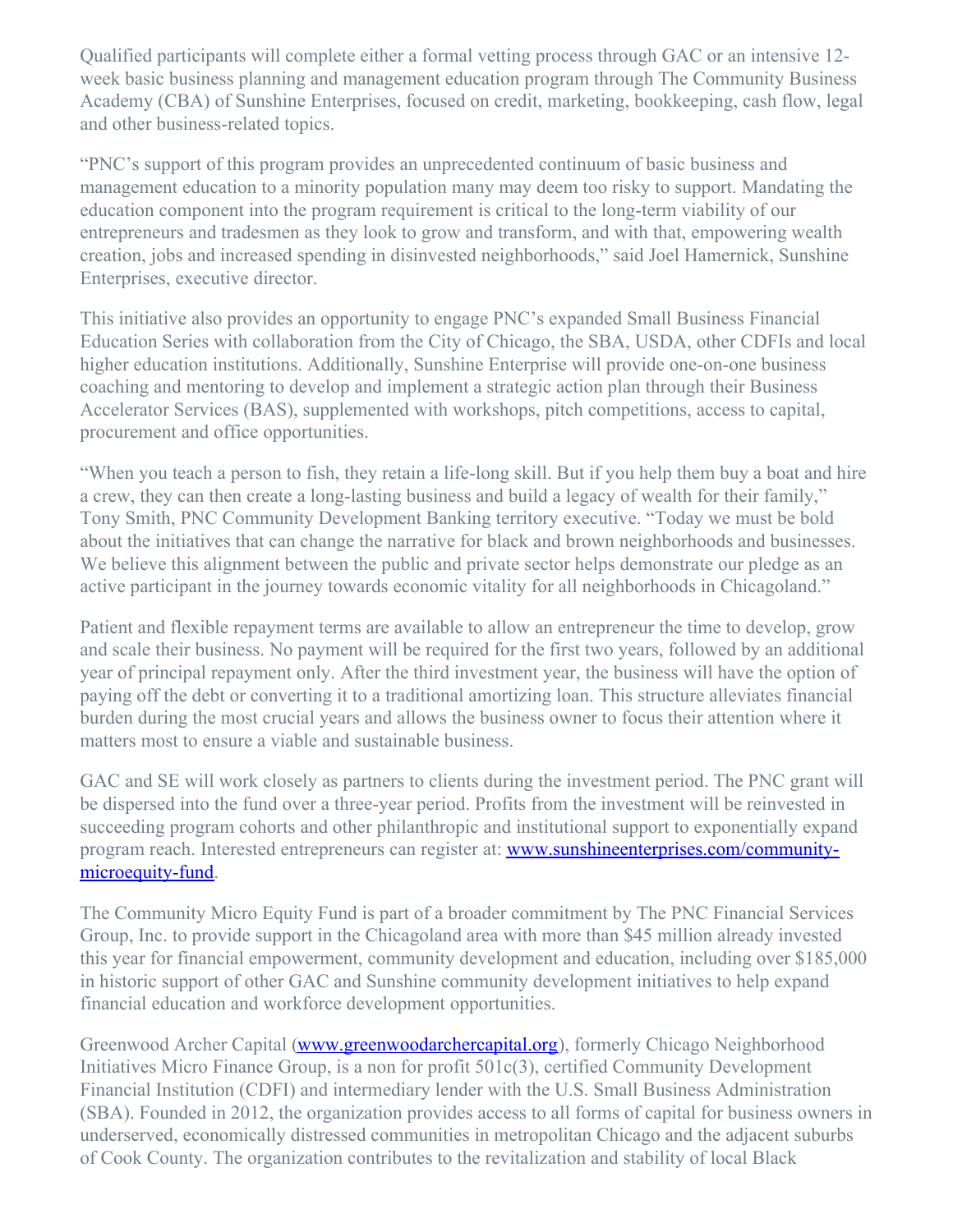Qualified participants will complete either a formal vetting process through GAC or an intensive 12-week basic business planning and management education program through The Community Business Academy (CBA) of Sunshine Enterprises, focused on credit, marketing, bookkeeping, cash flow, legal and other business-related topics.

"PNC's support of this program provides an unprecedented continuum of basic business and management education to a minority population many may deem too risky to support. Mandating the education component into the program requirement is critical to the long-term viability of our entrepreneurs and tradesmen as they look to grow and transform, and with that, empowering wealth creation, jobs and increased spending in disinvested neighborhoods," said Joel Hamernick, Sunshine Enterprises, executive director.

This initiative also provides an opportunity to engage PNC's expanded Small Business Financial Education Series with collaboration from the City of Chicago, the SBA, USDA, other CDFIs and local higher education institutions. Additionally, Sunshine Enterprise will provide one-on-one business coaching and mentoring to develop and implement a strategic action plan through their Business Accelerator Services (BAS), supplemented with workshops, pitch competitions, access to capital, procurement and office opportunities.

"When you teach a person to fish, they retain a life-long skill. But if you help them buy a boat and hire a crew, they can then create a long-lasting business and build a legacy of wealth for their family," Tony Smith, PNC Community Development Banking territory executive. "Today we must be bold about the initiatives that can change the narrative for black and brown neighborhoods and businesses. We believe this alignment between the public and private sector helps demonstrate our pledge as an active participant in the journey towards economic vitality for all neighborhoods in Chicagoland."

Patient and flexible repayment terms are available to allow an entrepreneur the time to develop, grow and scale their business. No payment will be required for the first two years, followed by an additional year of principal repayment only. After the third investment year, the business will have the option of paying off the debt or converting it to a traditional amortizing loan. This structure alleviates financial burden during the most crucial years and allows the business owner to focus their attention where it matters most to ensure a viable and sustainable business.

GAC and SE will work closely as partners to clients during the investment period. The PNC grant will be dispersed into the fund over a three-year period. Profits from the investment will be reinvested in succeeding program cohorts and other philanthropic and institutional support to exponentially expand program reach. Interested entrepreneurs can register at: [www.sunshineenterprises.com/community-microequity-fund](http://www.sunshineenterprises.com/community-microequity-fund).

The Community Micro Equity Fund is part of a broader commitment by The PNC Financial Services Group, Inc. to provide support in the Chicagoland area with more than $45 million already invested this year for financial empowerment, community development and education, including over $185,000 in historic support of other GAC and Sunshine community development initiatives to help expand financial education and workforce development opportunities.

Greenwood Archer Capital ([www.greenwoodarchercapital.org](http://www.greenwoodarchercapital.org)), formerly Chicago Neighborhood Initiatives Micro Finance Group, is a non for profit 501c(3), certified Community Development Financial Institution (CDFI) and intermediary lender with the U.S. Small Business Administration (SBA). Founded in 2012, the organization provides access to all forms of capital for business owners in underserved, economically distressed communities in metropolitan Chicago and the adjacent suburbs of Cook County. The organization contributes to the revitalization and stability of local Black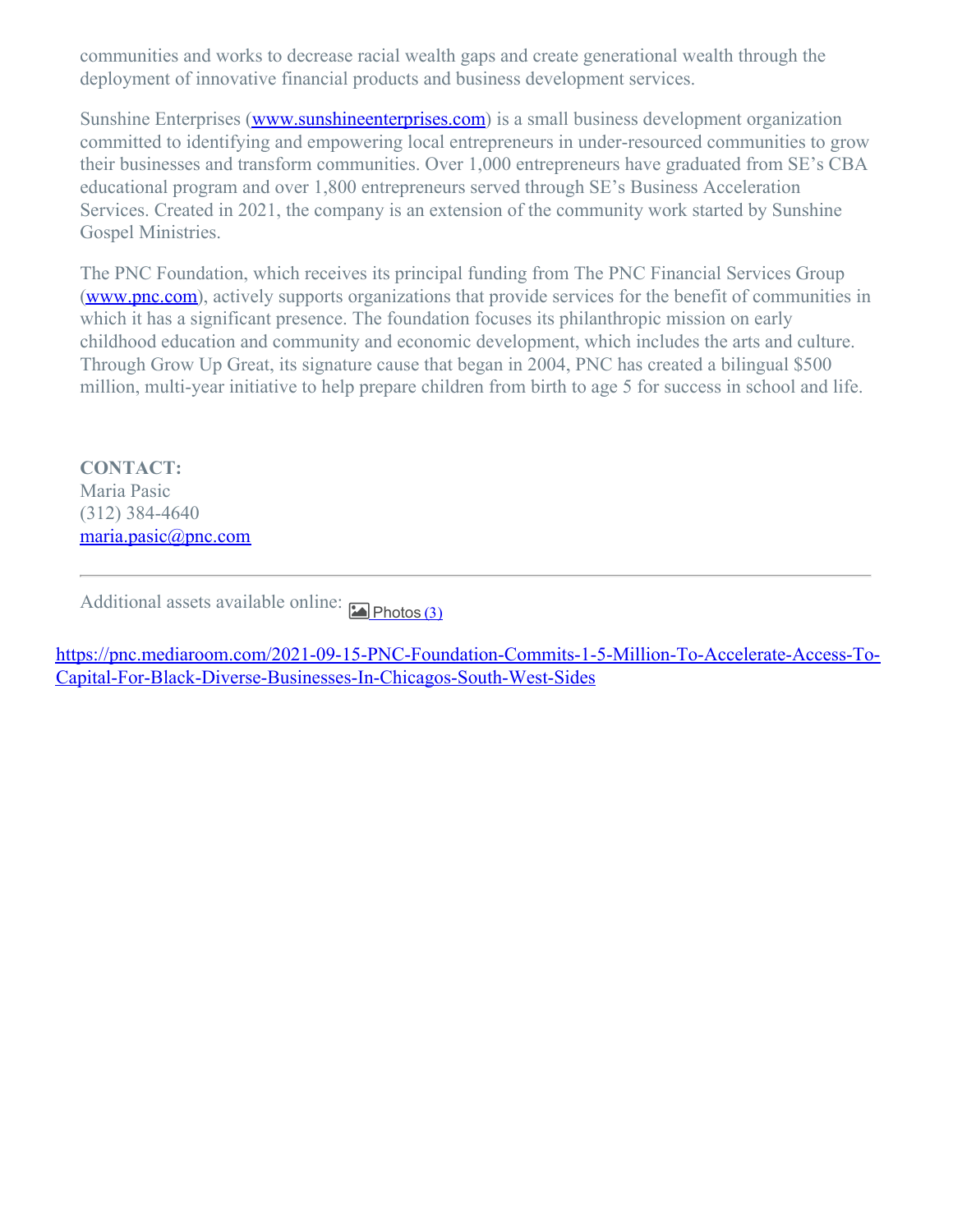communities and works to decrease racial wealth gaps and create generational wealth through the deployment of innovative financial products and business development services.

Sunshine Enterprises (www.sunshineenterprises.com) is a small business development organization committed to identifying and empowering local entrepreneurs in under-resourced communities to grow their businesses and transform communities. Over 1,000 entrepreneurs have graduated from SE's CBA educational program and over 1,800 entrepreneurs served through SE's Business Acceleration Services. Created in 2021, the company is an extension of the community work started by Sunshine Gospel Ministries.

The PNC Foundation, which receives its principal funding from The PNC Financial Services Group (www.pnc.com), actively supports organizations that provide services for the benefit of communities in which it has a significant presence. The foundation focuses its philanthropic mission on early childhood education and community and economic development, which includes the arts and culture. Through Grow Up Great, its signature cause that began in 2004, PNC has created a bilingual $500 million, multi-year initiative to help prepare children from birth to age 5 for success in school and life.

**CONTACT:**
Maria Pasic
(312) 384-4640
maria.pasic@pnc.com

---

Additional assets available online: Photos (3)

https://pnc.mediaroom.com/2021-09-15-PNC-Foundation-Commits-1-5-Million-To-Accelerate-Access-To-Capital-For-Black-Diverse-Businesses-In-Chicagos-South-West-Sides